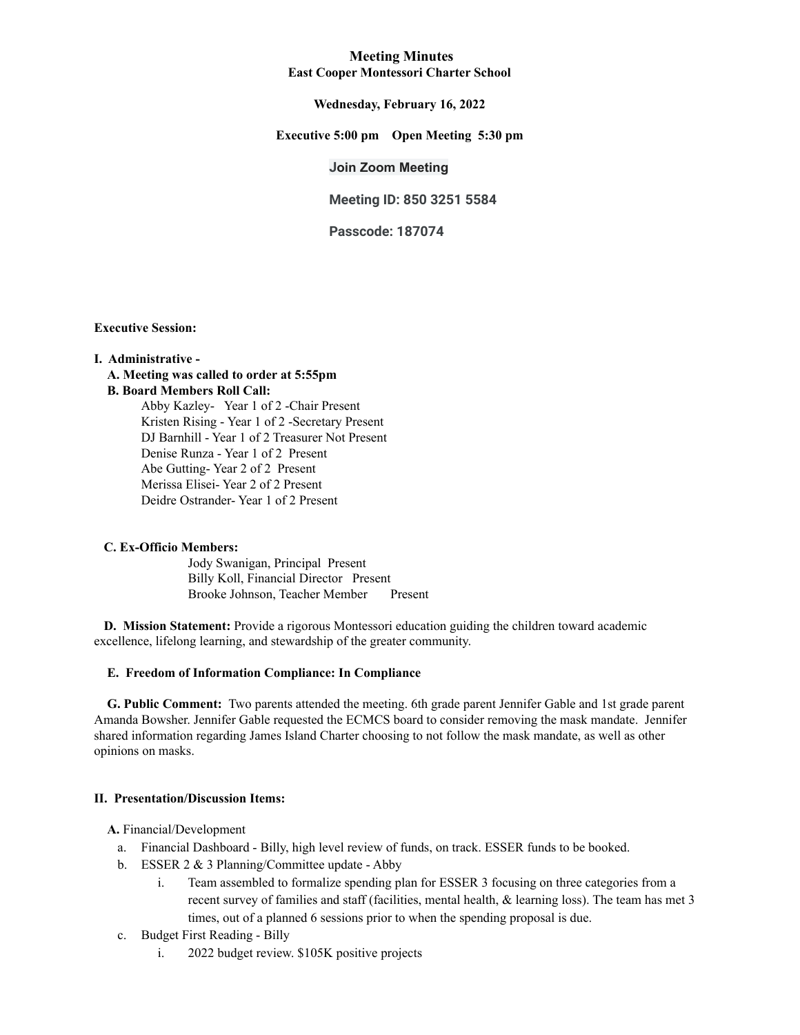**Meeting Minutes**
**East Cooper Montessori Charter School**

**Wednesday, February 16, 2022**

**Executive 5:00 pm Open Meeting 5:30 pm**

**Join Zoom Meeting**

**Meeting ID: 850 3251 5584**

**Passcode: 187074**

**Executive Session:**

**I. Administrative -**

**A. Meeting was called to order at 5:55pm**

**B. Board Members Roll Call:**

Abby Kazley- Year 1 of 2 -Chair Present
Kristen Rising - Year 1 of 2 -Secretary Present
DJ Barnhill - Year 1 of 2 Treasurer Not Present
Denise Runza - Year 1 of 2 Present
Abe Gutting- Year 2 of 2 Present
Merissa Elisei- Year 2 of 2 Present
Deidre Ostrander- Year 1 of 2 Present

**C. Ex-Officio Members:**

Jody Swanigan, Principal Present
Billy Koll, Financial Director Present
Brooke Johnson, Teacher Member Present

**D. Mission Statement:** Provide a rigorous Montessori education guiding the children toward academic excellence, lifelong learning, and stewardship of the greater community.

**E. Freedom of Information Compliance: In Compliance**

**G. Public Comment:** Two parents attended the meeting. 6th grade parent Jennifer Gable and 1st grade parent Amanda Bowsher. Jennifer Gable requested the ECMCS board to consider removing the mask mandate. Jennifer shared information regarding James Island Charter choosing to not follow the mask mandate, as well as other opinions on masks.

**II. Presentation/Discussion Items:**

**A.** Financial/Development

a. Financial Dashboard - Billy, high level review of funds, on track. ESSER funds to be booked.
b. ESSER 2 & 3 Planning/Committee update - Abby
    i. Team assembled to formalize spending plan for ESSER 3 focusing on three categories from a recent survey of families and staff (facilities, mental health, & learning loss). The team has met 3 times, out of a planned 6 sessions prior to when the spending proposal is due.
c. Budget First Reading - Billy
    i. 2022 budget review. $105K positive projects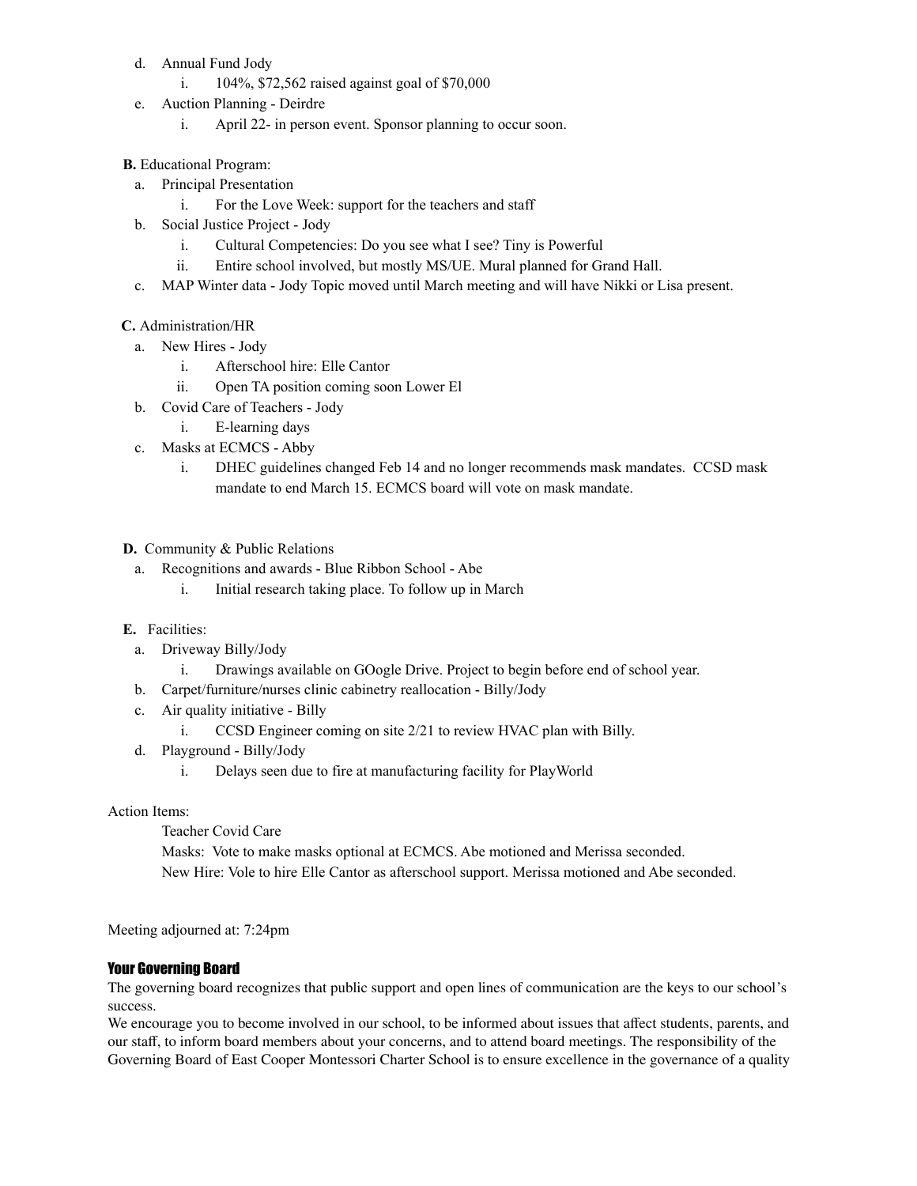d. Annual Fund Jody
   i. 104%, $72,562 raised against goal of $70,000
e. Auction Planning - Deirdre
   i. April 22- in person event. Sponsor planning to occur soon.

**B.** Educational Program:

a. Principal Presentation
   i. For the Love Week: support for the teachers and staff
b. Social Justice Project - Jody
   i. Cultural Competencies: Do you see what I see? Tiny is Powerful
   ii. Entire school involved, but mostly MS/UE. Mural planned for Grand Hall.
c. MAP Winter data - Jody Topic moved until March meeting and will have Nikki or Lisa present.

**C.** Administration/HR

a. New Hires - Jody
   i. Afterschool hire: Elle Cantor
   ii. Open TA position coming soon Lower El
b. Covid Care of Teachers - Jody
   i. E-learning days
c. Masks at ECMCS - Abby
   i. DHEC guidelines changed Feb 14 and no longer recommends mask mandates. CCSD mask mandate to end March 15. ECMCS board will vote on mask mandate.

**D.** Community & Public Relations

a. Recognitions and awards - Blue Ribbon School - Abe
   i. Initial research taking place. To follow up in March

**E.** Facilities:

a. Driveway Billy/Jody
   i. Drawings available on GOogle Drive. Project to begin before end of school year.
b. Carpet/furniture/nurses clinic cabinetry reallocation - Billy/Jody
c. Air quality initiative - Billy
   i. CCSD Engineer coming on site 2/21 to review HVAC plan with Billy.
d. Playground - Billy/Jody
   i. Delays seen due to fire at manufacturing facility for PlayWorld

Action Items:

Teacher Covid Care
Masks: Vote to make masks optional at ECMCS. Abe motioned and Merissa seconded.
New Hire: Vole to hire Elle Cantor as afterschool support. Merissa motioned and Abe seconded.

Meeting adjourned at: 7:24pm

## Your Governing Board

The governing board recognizes that public support and open lines of communication are the keys to our school's success.

We encourage you to become involved in our school, to be informed about issues that affect students, parents, and our staff, to inform board members about your concerns, and to attend board meetings. The responsibility of the Governing Board of East Cooper Montessori Charter School is to ensure excellence in the governance of a quality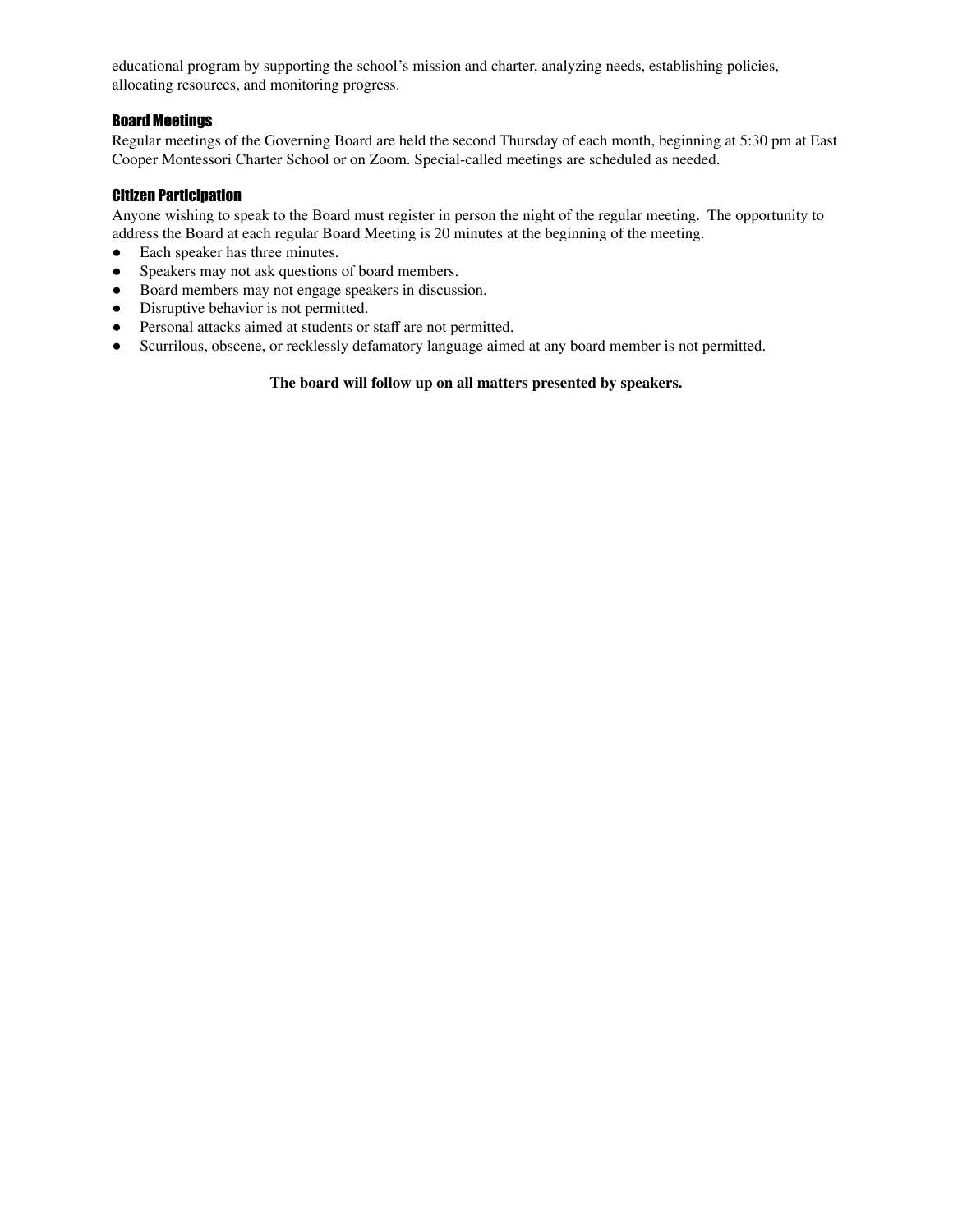educational program by supporting the school's mission and charter, analyzing needs, establishing policies, allocating resources, and monitoring progress.

### Board Meetings

Regular meetings of the Governing Board are held the second Thursday of each month, beginning at 5:30 pm at East Cooper Montessori Charter School or on Zoom. Special-called meetings are scheduled as needed.

### Citizen Participation

Anyone wishing to speak to the Board must register in person the night of the regular meeting. The opportunity to address the Board at each regular Board Meeting is 20 minutes at the beginning of the meeting.

- Each speaker has three minutes.
- Speakers may not ask questions of board members.
- Board members may not engage speakers in discussion.
- Disruptive behavior is not permitted.
- Personal attacks aimed at students or staff are not permitted.
- Scurrilous, obscene, or recklessly defamatory language aimed at any board member is not permitted.

**The board will follow up on all matters presented by speakers.**